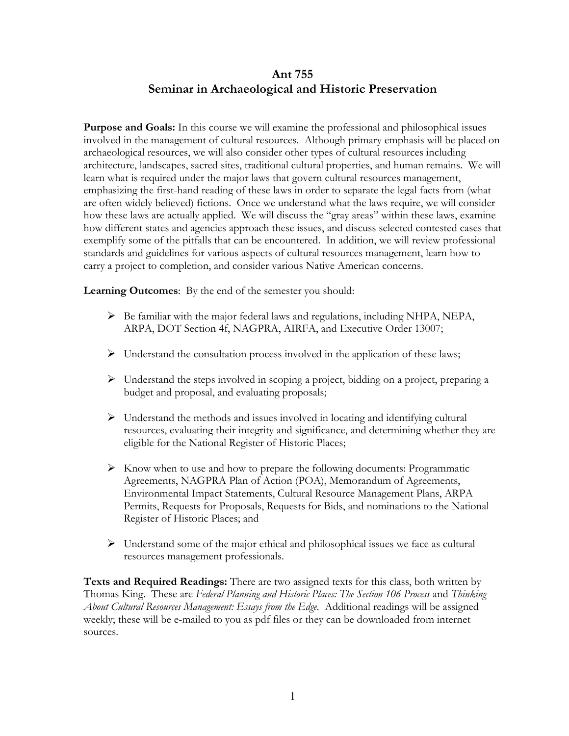# Ant 755
# Seminar in Archaeological and Historic Preservation

**Purpose and Goals:** In this course we will examine the professional and philosophical issues involved in the management of cultural resources. Although primary emphasis will be placed on archaeological resources, we will also consider other types of cultural resources including architecture, landscapes, sacred sites, traditional cultural properties, and human remains. We will learn what is required under the major laws that govern cultural resources management, emphasizing the first-hand reading of these laws in order to separate the legal facts from (what are often widely believed) fictions. Once we understand what the laws require, we will consider how these laws are actually applied. We will discuss the "gray areas" within these laws, examine how different states and agencies approach these issues, and discuss selected contested cases that exemplify some of the pitfalls that can be encountered. In addition, we will review professional standards and guidelines for various aspects of cultural resources management, learn how to carry a project to completion, and consider various Native American concerns.

**Learning Outcomes**: By the end of the semester you should:

- Be familiar with the major federal laws and regulations, including NHPA, NEPA, ARPA, DOT Section 4f, NAGPRA, AIRFA, and Executive Order 13007;
- Understand the consultation process involved in the application of these laws;
- Understand the steps involved in scoping a project, bidding on a project, preparing a budget and proposal, and evaluating proposals;
- Understand the methods and issues involved in locating and identifying cultural resources, evaluating their integrity and significance, and determining whether they are eligible for the National Register of Historic Places;
- Know when to use and how to prepare the following documents: Programmatic Agreements, NAGPRA Plan of Action (POA), Memorandum of Agreements, Environmental Impact Statements, Cultural Resource Management Plans, ARPA Permits, Requests for Proposals, Requests for Bids, and nominations to the National Register of Historic Places; and
- Understand some of the major ethical and philosophical issues we face as cultural resources management professionals.

**Texts and Required Readings:** There are two assigned texts for this class, both written by Thomas King. These are *Federal Planning and Historic Places: The Section 106 Process* and *Thinking About Cultural Resources Management: Essays from the Edge.* Additional readings will be assigned weekly; these will be e-mailed to you as pdf files or they can be downloaded from internet sources.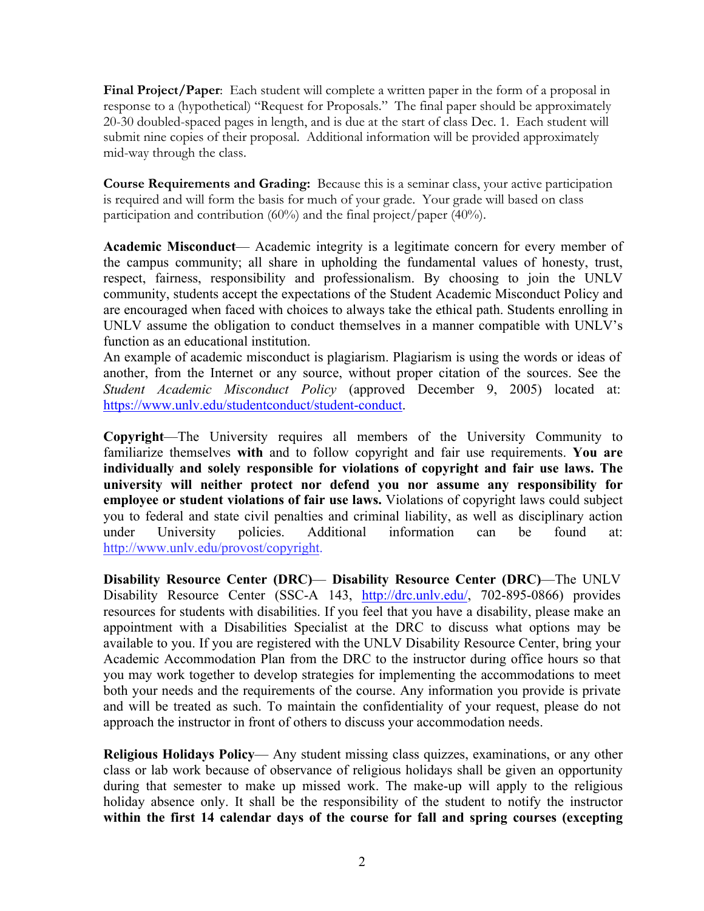**Final Project/Paper**: Each student will complete a written paper in the form of a proposal in response to a (hypothetical) "Request for Proposals." The final paper should be approximately 20-30 doubled-spaced pages in length, and is due at the start of class Dec. 1. Each student will submit nine copies of their proposal. Additional information will be provided approximately mid-way through the class.

**Course Requirements and Grading:** Because this is a seminar class, your active participation is required and will form the basis for much of your grade. Your grade will based on class participation and contribution (60%) and the final project/paper (40%).

**Academic Misconduct**— Academic integrity is a legitimate concern for every member of the campus community; all share in upholding the fundamental values of honesty, trust, respect, fairness, responsibility and professionalism. By choosing to join the UNLV community, students accept the expectations of the Student Academic Misconduct Policy and are encouraged when faced with choices to always take the ethical path. Students enrolling in UNLV assume the obligation to conduct themselves in a manner compatible with UNLV's function as an educational institution.

An example of academic misconduct is plagiarism. Plagiarism is using the words or ideas of another, from the Internet or any source, without proper citation of the sources. See the *Student Academic Misconduct Policy* (approved December 9, 2005) located at: https://www.unlv.edu/studentconduct/student-conduct.

**Copyright**—The University requires all members of the University Community to familiarize themselves **with** and to follow copyright and fair use requirements. **You are individually and solely responsible for violations of copyright and fair use laws. The university will neither protect nor defend you nor assume any responsibility for employee or student violations of fair use laws.** Violations of copyright laws could subject you to federal and state civil penalties and criminal liability, as well as disciplinary action under University policies. Additional information can be found at: http://www.unlv.edu/provost/copyright.

**Disability Resource Center (DRC)**— **Disability Resource Center (DRC)**—The UNLV Disability Resource Center (SSC-A 143, http://drc.unlv.edu/, 702-895-0866) provides resources for students with disabilities. If you feel that you have a disability, please make an appointment with a Disabilities Specialist at the DRC to discuss what options may be available to you. If you are registered with the UNLV Disability Resource Center, bring your Academic Accommodation Plan from the DRC to the instructor during office hours so that you may work together to develop strategies for implementing the accommodations to meet both your needs and the requirements of the course. Any information you provide is private and will be treated as such. To maintain the confidentiality of your request, please do not approach the instructor in front of others to discuss your accommodation needs.

**Religious Holidays Policy**— Any student missing class quizzes, examinations, or any other class or lab work because of observance of religious holidays shall be given an opportunity during that semester to make up missed work. The make-up will apply to the religious holiday absence only. It shall be the responsibility of the student to notify the instructor **within the first 14 calendar days of the course for fall and spring courses (excepting**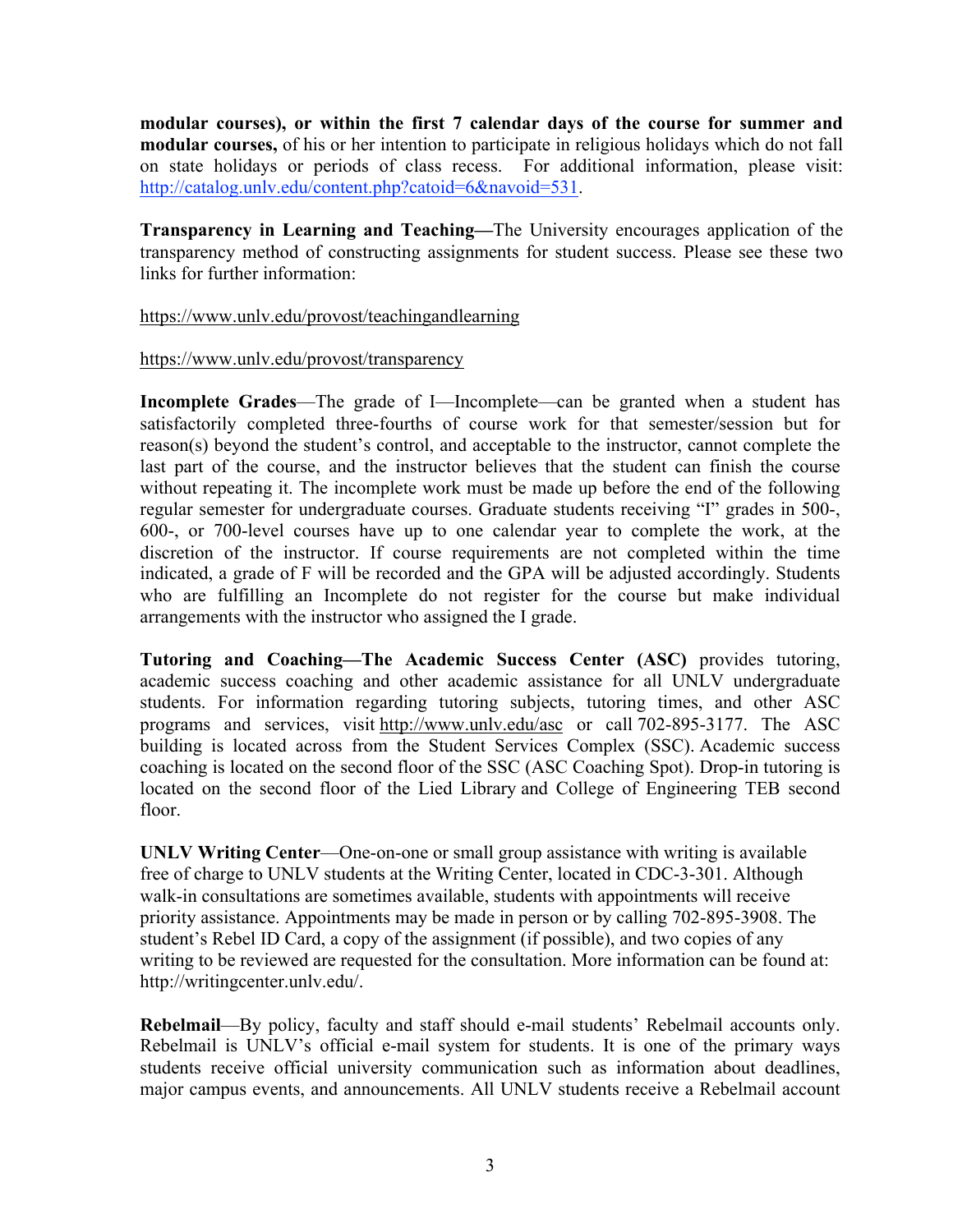**modular courses), or within the first 7 calendar days of the course for summer and modular courses,** of his or her intention to participate in religious holidays which do not fall on state holidays or periods of class recess. For additional information, please visit: http://catalog.unlv.edu/content.php?catoid=6&navoid=531.

**Transparency in Learning and Teaching—**The University encourages application of the transparency method of constructing assignments for student success. Please see these two links for further information:

https://www.unlv.edu/provost/teachingandlearning

https://www.unlv.edu/provost/transparency

**Incomplete Grades**—The grade of I—Incomplete—can be granted when a student has satisfactorily completed three-fourths of course work for that semester/session but for reason(s) beyond the student's control, and acceptable to the instructor, cannot complete the last part of the course, and the instructor believes that the student can finish the course without repeating it. The incomplete work must be made up before the end of the following regular semester for undergraduate courses. Graduate students receiving "I" grades in 500-, 600-, or 700-level courses have up to one calendar year to complete the work, at the discretion of the instructor. If course requirements are not completed within the time indicated, a grade of F will be recorded and the GPA will be adjusted accordingly. Students who are fulfilling an Incomplete do not register for the course but make individual arrangements with the instructor who assigned the I grade.

**Tutoring and Coaching—The Academic Success Center (ASC)** provides tutoring, academic success coaching and other academic assistance for all UNLV undergraduate students. For information regarding tutoring subjects, tutoring times, and other ASC programs and services, visit http://www.unlv.edu/asc or call 702-895-3177. The ASC building is located across from the Student Services Complex (SSC). Academic success coaching is located on the second floor of the SSC (ASC Coaching Spot). Drop-in tutoring is located on the second floor of the Lied Library and College of Engineering TEB second floor.

**UNLV Writing Center**—One-on-one or small group assistance with writing is available free of charge to UNLV students at the Writing Center, located in CDC-3-301. Although walk-in consultations are sometimes available, students with appointments will receive priority assistance. Appointments may be made in person or by calling 702-895-3908. The student's Rebel ID Card, a copy of the assignment (if possible), and two copies of any writing to be reviewed are requested for the consultation. More information can be found at: http://writingcenter.unlv.edu/.

**Rebelmail**—By policy, faculty and staff should e-mail students' Rebelmail accounts only. Rebelmail is UNLV's official e-mail system for students. It is one of the primary ways students receive official university communication such as information about deadlines, major campus events, and announcements. All UNLV students receive a Rebelmail account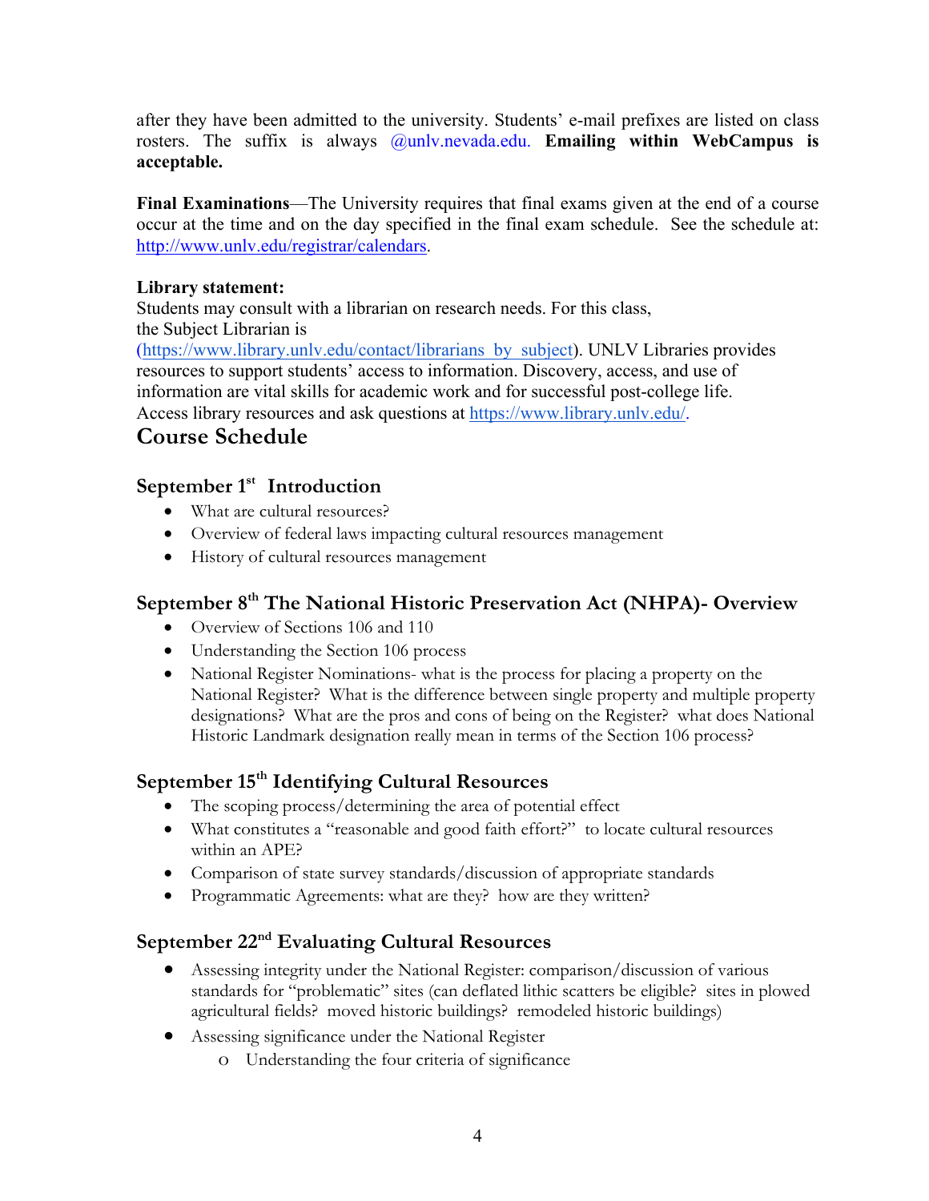after they have been admitted to the university. Students' e-mail prefixes are listed on class rosters. The suffix is always @unlv.nevada.edu. **Emailing within WebCampus is acceptable.**

**Final Examinations**—The University requires that final exams given at the end of a course occur at the time and on the day specified in the final exam schedule. See the schedule at: http://www.unlv.edu/registrar/calendars.

**Library statement:**
Students may consult with a librarian on research needs. For this class, the Subject Librarian is (https://www.library.unlv.edu/contact/librarians_by_subject). UNLV Libraries provides resources to support students' access to information. Discovery, access, and use of information are vital skills for academic work and for successful post-college life. Access library resources and ask questions at https://www.library.unlv.edu/.

## Course Schedule

### September 1st Introduction

- What are cultural resources?
- Overview of federal laws impacting cultural resources management
- History of cultural resources management

### September 8th The National Historic Preservation Act (NHPA)- Overview

- Overview of Sections 106 and 110
- Understanding the Section 106 process
- National Register Nominations- what is the process for placing a property on the National Register? What is the difference between single property and multiple property designations? What are the pros and cons of being on the Register? what does National Historic Landmark designation really mean in terms of the Section 106 process?

### September 15th Identifying Cultural Resources

- The scoping process/determining the area of potential effect
- What constitutes a "reasonable and good faith effort?" to locate cultural resources within an APE?
- Comparison of state survey standards/discussion of appropriate standards
- Programmatic Agreements: what are they? how are they written?

### September 22nd Evaluating Cultural Resources

- Assessing integrity under the National Register: comparison/discussion of various standards for "problematic" sites (can deflated lithic scatters be eligible? sites in plowed agricultural fields? moved historic buildings? remodeled historic buildings)
- Assessing significance under the National Register
    - Understanding the four criteria of significance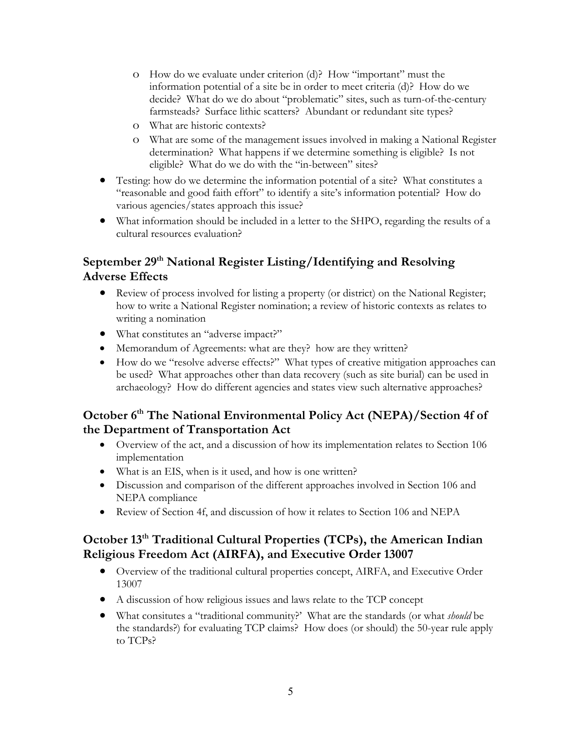- How do we evaluate under criterion (d)? How "important" must the information potential of a site be in order to meet criteria (d)? How do we decide? What do we do about "problematic" sites, such as turn-of-the-century farmsteads? Surface lithic scatters? Abundant or redundant site types?
  - What are historic contexts?
  - What are some of the management issues involved in making a National Register determination? What happens if we determine something is eligible? Is not eligible? What do we do with the "in-between" sites?
- Testing: how do we determine the information potential of a site? What constitutes a "reasonable and good faith effort" to identify a site's information potential? How do various agencies/states approach this issue?
- What information should be included in a letter to the SHPO, regarding the results of a cultural resources evaluation?

## September 29th National Register Listing/Identifying and Resolving Adverse Effects

- Review of process involved for listing a property (or district) on the National Register; how to write a National Register nomination; a review of historic contexts as relates to writing a nomination
- What constitutes an "adverse impact?"
- Memorandum of Agreements: what are they? how are they written?
- How do we "resolve adverse effects?" What types of creative mitigation approaches can be used? What approaches other than data recovery (such as site burial) can be used in archaeology? How do different agencies and states view such alternative approaches?

## October 6th The National Environmental Policy Act (NEPA)/Section 4f of the Department of Transportation Act

- Overview of the act, and a discussion of how its implementation relates to Section 106 implementation
- What is an EIS, when is it used, and how is one written?
- Discussion and comparison of the different approaches involved in Section 106 and NEPA compliance
- Review of Section 4f, and discussion of how it relates to Section 106 and NEPA

## October 13th Traditional Cultural Properties (TCPs), the American Indian Religious Freedom Act (AIRFA), and Executive Order 13007

- Overview of the traditional cultural properties concept, AIRFA, and Executive Order 13007
- A discussion of how religious issues and laws relate to the TCP concept
- What consitutes a "traditional community?' What are the standards (or what *should* be the standards?) for evaluating TCP claims? How does (or should) the 50-year rule apply to TCPs?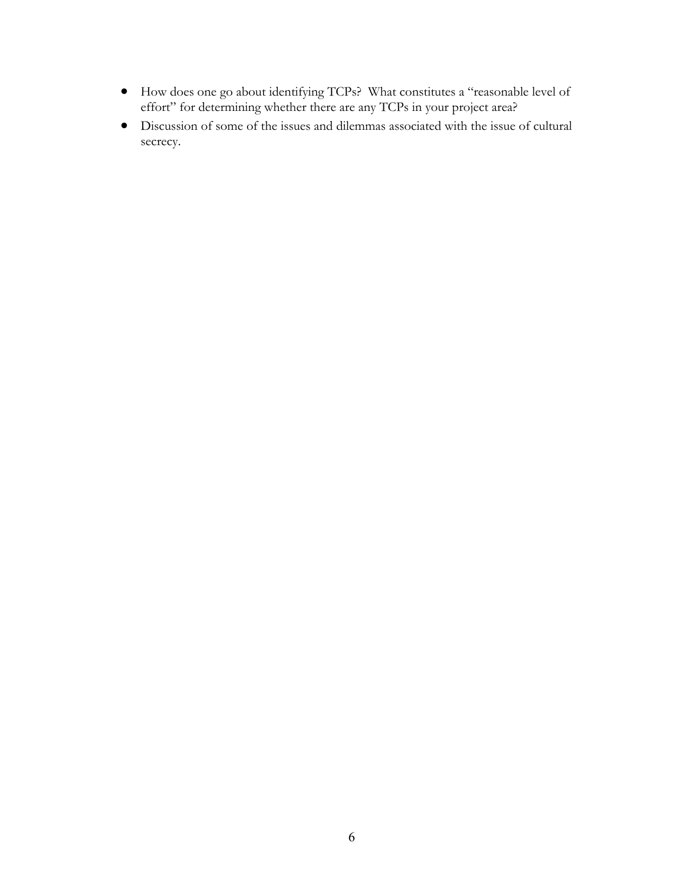- How does one go about identifying TCPs? What constitutes a "reasonable level of effort" for determining whether there are any TCPs in your project area?
- Discussion of some of the issues and dilemmas associated with the issue of cultural secrecy.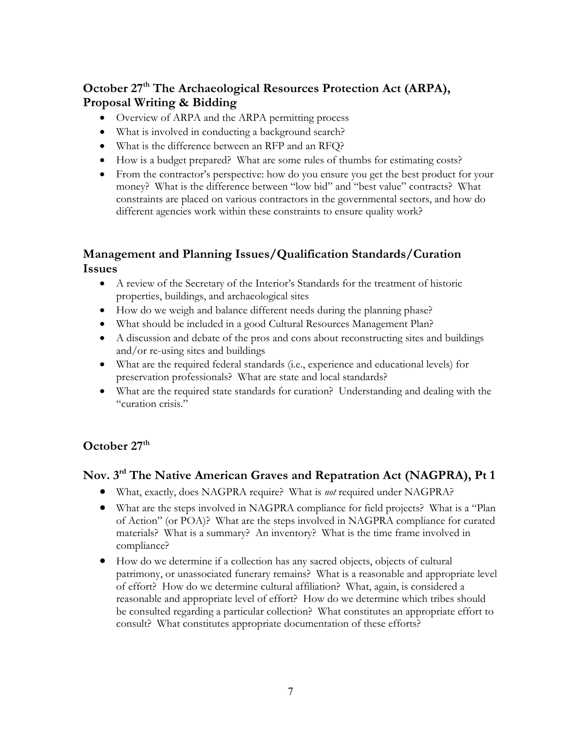## October 27th The Archaeological Resources Protection Act (ARPA), Proposal Writing & Bidding

- Overview of ARPA and the ARPA permitting process
- What is involved in conducting a background search?
- What is the difference between an RFP and an RFQ?
- How is a budget prepared? What are some rules of thumbs for estimating costs?
- From the contractor's perspective: how do you ensure you get the best product for your money? What is the difference between "low bid" and "best value" contracts? What constraints are placed on various contractors in the governmental sectors, and how do different agencies work within these constraints to ensure quality work?

## Management and Planning Issues/Qualification Standards/Curation Issues

- A review of the Secretary of the Interior's Standards for the treatment of historic properties, buildings, and archaeological sites
- How do we weigh and balance different needs during the planning phase?
- What should be included in a good Cultural Resources Management Plan?
- A discussion and debate of the pros and cons about reconstructing sites and buildings and/or re-using sites and buildings
- What are the required federal standards (i.e., experience and educational levels) for preservation professionals? What are state and local standards?
- What are the required state standards for curation? Understanding and dealing with the "curation crisis."

## October 27th

## Nov. 3rd The Native American Graves and Repatration Act (NAGPRA), Pt 1

- What, exactly, does NAGPRA require? What is *not* required under NAGPRA?
- What are the steps involved in NAGPRA compliance for field projects? What is a "Plan of Action" (or POA)? What are the steps involved in NAGPRA compliance for curated materials? What is a summary? An inventory? What is the time frame involved in compliance?
- How do we determine if a collection has any sacred objects, objects of cultural patrimony, or unassociated funerary remains? What is a reasonable and appropriate level of effort? How do we determine cultural affiliation? What, again, is considered a reasonable and appropriate level of effort? How do we determine which tribes should be consulted regarding a particular collection? What constitutes an appropriate effort to consult? What constitutes appropriate documentation of these efforts?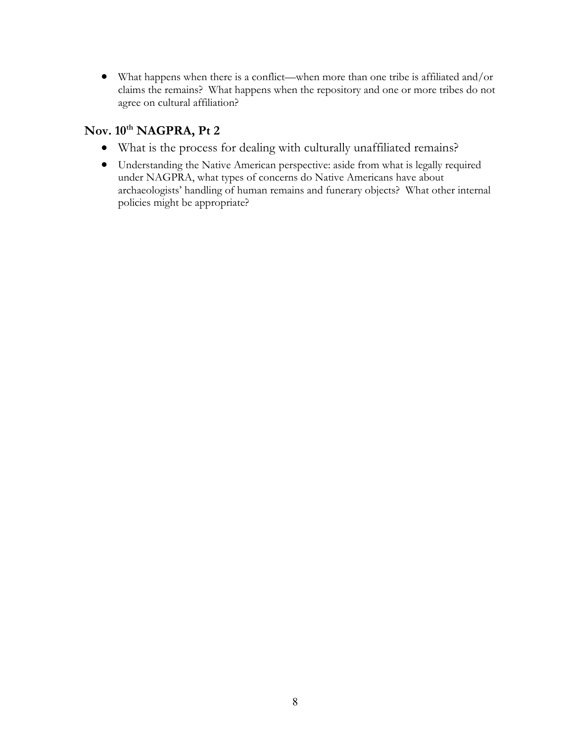- What happens when there is a conflict—when more than one tribe is affiliated and/or claims the remains? What happens when the repository and one or more tribes do not agree on cultural affiliation?

## Nov. 10th NAGPRA, Pt 2

- What is the process for dealing with culturally unaffiliated remains?
- Understanding the Native American perspective: aside from what is legally required under NAGPRA, what types of concerns do Native Americans have about archaeologists' handling of human remains and funerary objects? What other internal policies might be appropriate?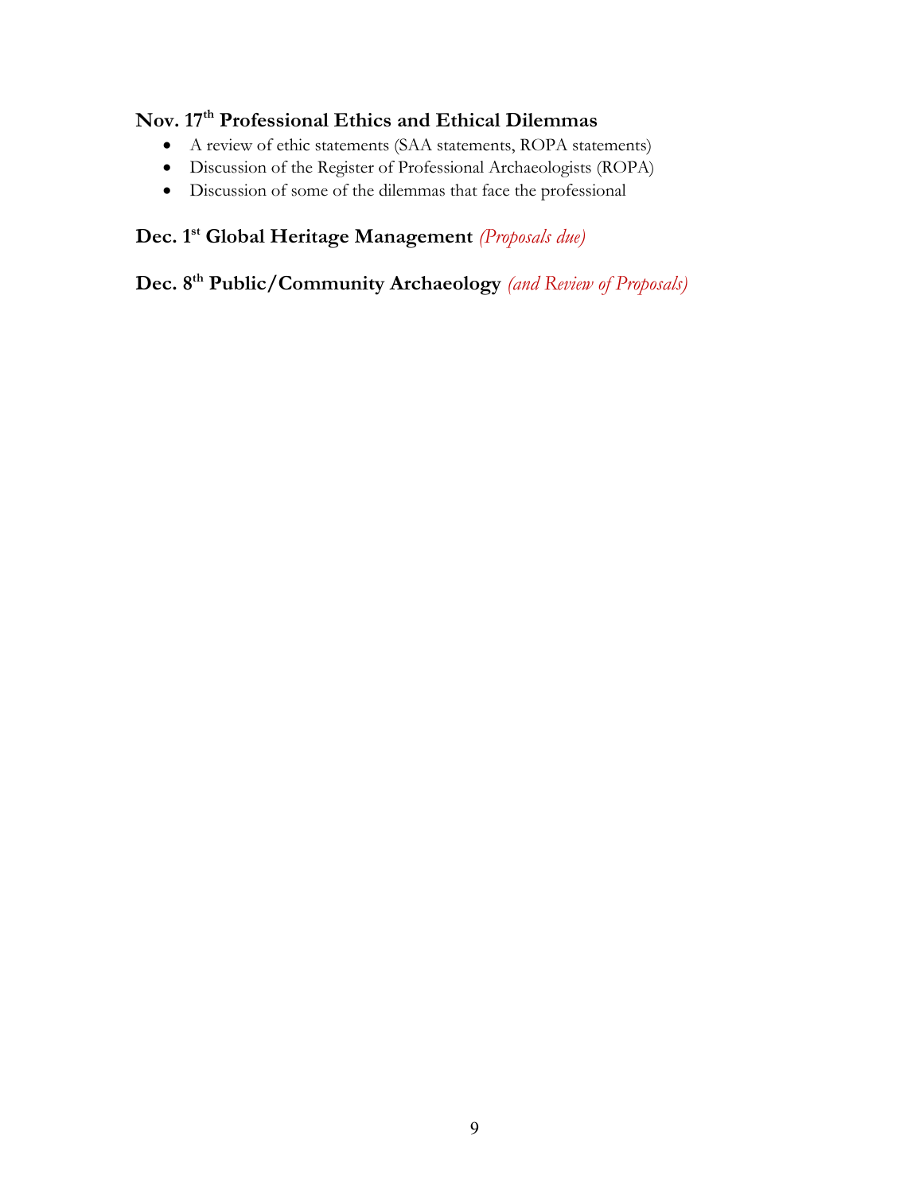### Nov. 17th Professional Ethics and Ethical Dilemmas

- A review of ethic statements (SAA statements, ROPA statements)
- Discussion of the Register of Professional Archaeologists (ROPA)
- Discussion of some of the dilemmas that face the professional

### Dec. 1st Global Heritage Management *(Proposals due)*

### Dec. 8th Public/Community Archaeology *(and Review of Proposals)*